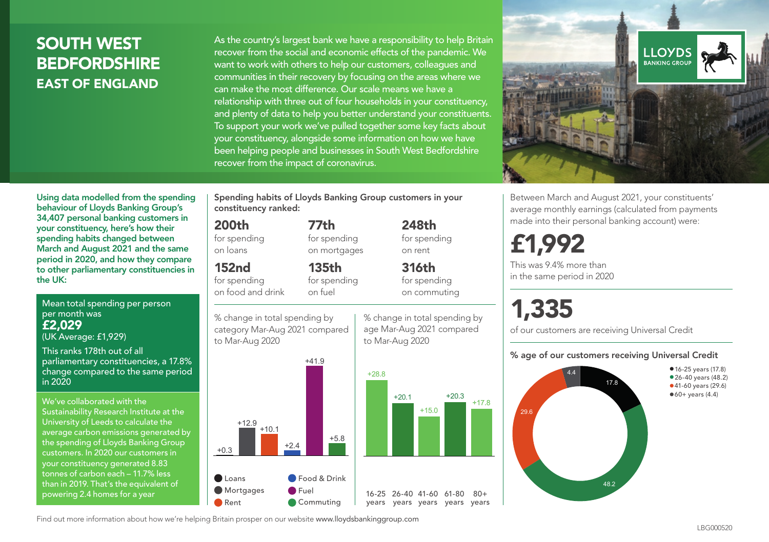# SOUTH WEST BEDFORDSHIRE

## EAST OF ENGLAND

As the country's largest bank we have a responsibility to help Britain recover from the social and economic effects of the pandemic. We want to work with others to help our customers, colleagues and communities in their recovery by focusing on the areas where we can make the most difference. Our scale means we have a relationship with three out of four households in your constituency, and plenty of data to help you better understand your constituents. To support your work we've pulled together some key facts about your constituency, alongside some information on how we have been helping people and businesses in South West Bedfordshire recover from the impact of coronavirus.

LLOYDS BANKING GROUP

**Using data modelled from the spending behaviour of Lloyds Banking Group's 34,407 personal banking customers in your constituency, here's how their spending habits changed between March and August 2021 and the same period in 2020, and how they compare to other parliamentary constituencies in the UK:**

Mean total spending per person per month was
**£2,029**
(UK Average: £1,929)

This ranks 178th out of all parliamentary constituencies, a 17.8% change compared to the same period in 2020

We've collaborated with the Sustainability Research Institute at the University of Leeds to calculate the average carbon emissions generated by the spending of Lloyds Banking Group customers. In 2020 our customers in your constituency generated 8.83 tonnes of carbon each – 11.7% less than in 2019. That's the equivalent of powering 2.4 homes for a year

**Spending habits of Lloyds Banking Group customers in your constituency ranked:**

**200th** for spending on loans

**77th** for spending on mortgages

**248th** for spending on rent

**152nd** for spending on food and drink

**135th** for spending on fuel

**316th** for spending on commuting

% change in total spending by category Mar-Aug 2021 compared to Mar-Aug 2020

| Category | % change |
|---|---|
| Loans | +0.3 |
| Mortgages | +12.9 |
| Rent | +10.1 |
| Food & Drink | +2.4 |
| Fuel | +41.9 |
| Commuting | +5.8 |

% change in total spending by age Mar-Aug 2021 compared to Mar-Aug 2020

| Age | % change |
|---|---|
| 16-25 years | +28.8 |
| 26-40 years | +20.1 |
| 41-60 years | +15.0 |
| 61-80 years | +20.3 |
| 80+ years | +17.8 |

Between March and August 2021, your constituents' average monthly earnings (calculated from payments made into their personal banking account) were:

**£1,992**

This was 9.4% more than in the same period in 2020

**1,335**

of our customers are receiving Universal Credit

**% age of our customers receiving Universal Credit**

| Age | % |
|---|---|
| 16-25 years | 17.8 |
| 26-40 years | 48.2 |
| 41-60 years | 29.6 |
| 60+ years | 4.4 |

Find out more information about how we're helping Britain prosper on our website www.lloydsbankinggroup.com

LBG000520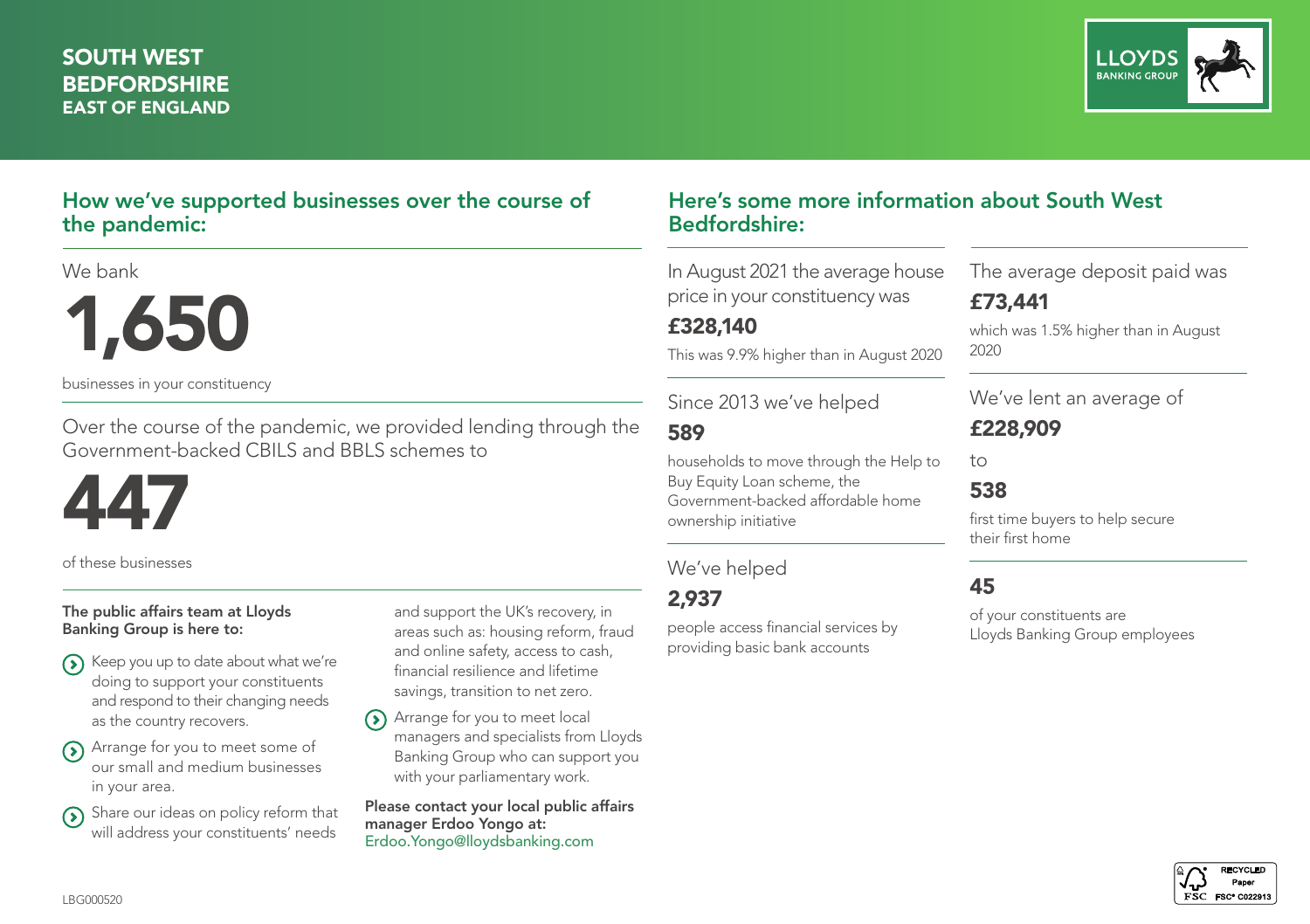# SOUTH WEST BEDFORDSHIRE
## EAST OF ENGLAND

## How we've supported businesses over the course of the pandemic:

We bank

**1,650**

businesses in your constituency

Over the course of the pandemic, we provided lending through the Government-backed CBILS and BBLS schemes to

**447**

of these businesses

**The public affairs team at Lloyds Banking Group is here to:**

- Keep you up to date about what we're doing to support your constituents and respond to their changing needs as the country recovers.
- Arrange for you to meet some of our small and medium businesses in your area.
- Share our ideas on policy reform that will address your constituents' needs and support the UK's recovery, in areas such as: housing reform, fraud and online safety, access to cash, financial resilience and lifetime savings, transition to net zero.
- Arrange for you to meet local managers and specialists from Lloyds Banking Group who can support you with your parliamentary work.

**Please contact your local public affairs manager Erdoo Yongo at:**
Erdoo.Yongo@lloydsbanking.com

## Here's some more information about South West Bedfordshire:

In August 2021 the average house price in your constituency was

**£328,140**

This was 9.9% higher than in August 2020

The average deposit paid was

**£73,441**

which was 1.5% higher than in August 2020

Since 2013 we've helped

**589**

households to move through the Help to Buy Equity Loan scheme, the Government-backed affordable home ownership initiative

We've lent an average of

**£228,909**

to

**538**

first time buyers to help secure their first home

We've helped

**2,937**

people access financial services by providing basic bank accounts

**45**

of your constituents are Lloyds Banking Group employees

LBG000520